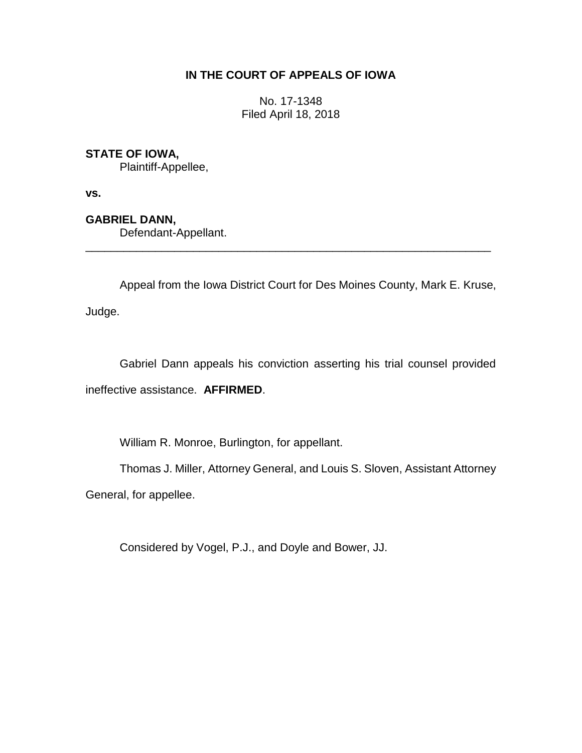**IN THE COURT OF APPEALS OF IOWA**

No. 17-1348
Filed April 18, 2018

**STATE OF IOWA,**
Plaintiff-Appellee,

**vs.**

**GABRIEL DANN,**
Defendant-Appellant.

---

Appeal from the Iowa District Court for Des Moines County, Mark E. Kruse, Judge.

Gabriel Dann appeals his conviction asserting his trial counsel provided ineffective assistance. **AFFIRMED**.

William R. Monroe, Burlington, for appellant.

Thomas J. Miller, Attorney General, and Louis S. Sloven, Assistant Attorney General, for appellee.

Considered by Vogel, P.J., and Doyle and Bower, JJ.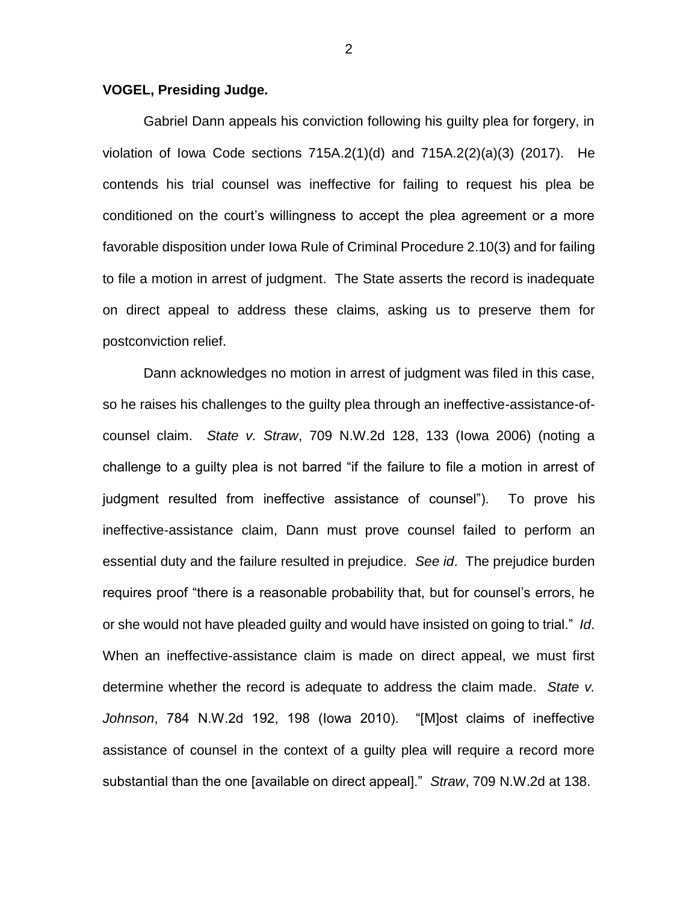**VOGEL, Presiding Judge.**

Gabriel Dann appeals his conviction following his guilty plea for forgery, in violation of Iowa Code sections 715A.2(1)(d) and 715A.2(2)(a)(3) (2017). He contends his trial counsel was ineffective for failing to request his plea be conditioned on the court's willingness to accept the plea agreement or a more favorable disposition under Iowa Rule of Criminal Procedure 2.10(3) and for failing to file a motion in arrest of judgment. The State asserts the record is inadequate on direct appeal to address these claims, asking us to preserve them for postconviction relief.

Dann acknowledges no motion in arrest of judgment was filed in this case, so he raises his challenges to the guilty plea through an ineffective-assistance-of-counsel claim. *State v. Straw*, 709 N.W.2d 128, 133 (Iowa 2006) (noting a challenge to a guilty plea is not barred "if the failure to file a motion in arrest of judgment resulted from ineffective assistance of counsel"). To prove his ineffective-assistance claim, Dann must prove counsel failed to perform an essential duty and the failure resulted in prejudice. *See id*. The prejudice burden requires proof "there is a reasonable probability that, but for counsel's errors, he or she would not have pleaded guilty and would have insisted on going to trial." *Id*. When an ineffective-assistance claim is made on direct appeal, we must first determine whether the record is adequate to address the claim made. *State v. Johnson*, 784 N.W.2d 192, 198 (Iowa 2010). "[M]ost claims of ineffective assistance of counsel in the context of a guilty plea will require a record more substantial than the one [available on direct appeal]." *Straw*, 709 N.W.2d at 138.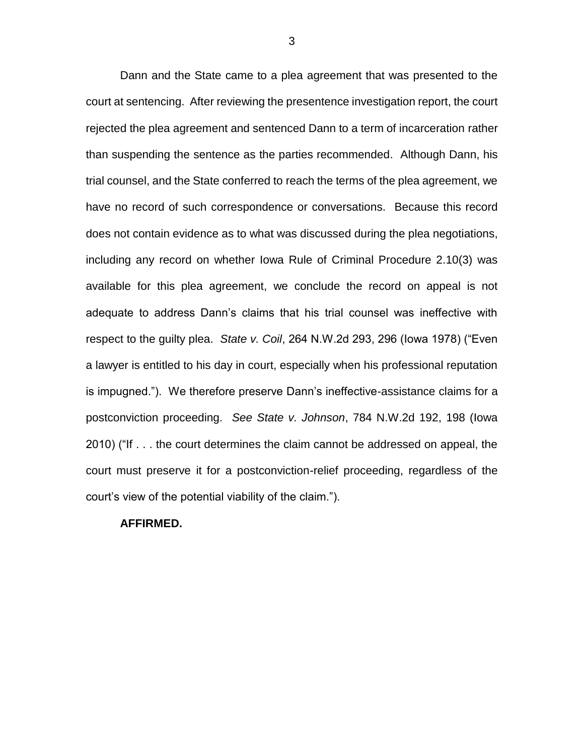Dann and the State came to a plea agreement that was presented to the court at sentencing. After reviewing the presentence investigation report, the court rejected the plea agreement and sentenced Dann to a term of incarceration rather than suspending the sentence as the parties recommended. Although Dann, his trial counsel, and the State conferred to reach the terms of the plea agreement, we have no record of such correspondence or conversations. Because this record does not contain evidence as to what was discussed during the plea negotiations, including any record on whether Iowa Rule of Criminal Procedure 2.10(3) was available for this plea agreement, we conclude the record on appeal is not adequate to address Dann's claims that his trial counsel was ineffective with respect to the guilty plea. *State v. Coil*, 264 N.W.2d 293, 296 (Iowa 1978) ("Even a lawyer is entitled to his day in court, especially when his professional reputation is impugned."). We therefore preserve Dann's ineffective-assistance claims for a postconviction proceeding. *See State v. Johnson*, 784 N.W.2d 192, 198 (Iowa 2010) ("If . . . the court determines the claim cannot be addressed on appeal, the court must preserve it for a postconviction-relief proceeding, regardless of the court's view of the potential viability of the claim.").

**AFFIRMED.**